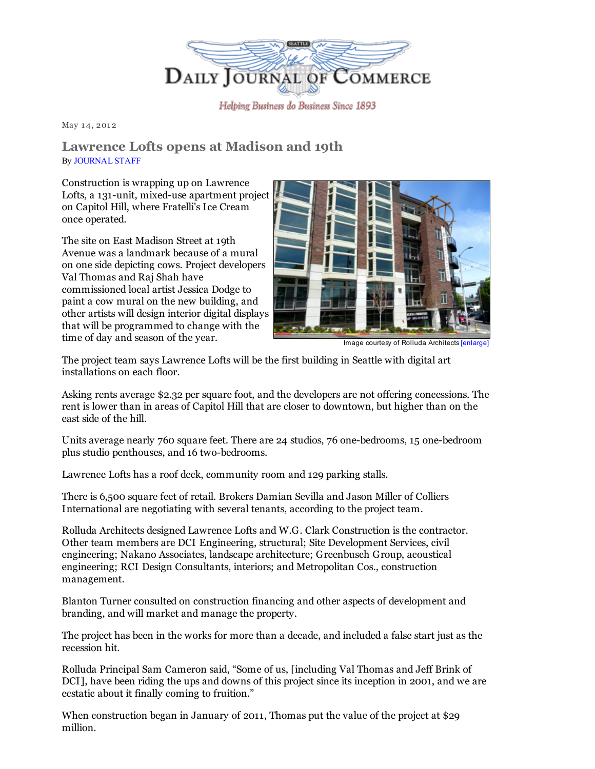# Daily Journal of Commerce

*Helping Business do Business Since 1893*

May 14, 2012

## Lawrence Lofts opens at Madison and 19th

By JOURNAL STAFF

Construction is wrapping up on Lawrence Lofts, a 131-unit, mixed-use apartment project on Capitol Hill, where Fratelli's Ice Cream once operated.

The site on East Madison Street at 19th Avenue was a landmark because of a mural on one side depicting cows. Project developers Val Thomas and Raj Shah have commissioned local artist Jessica Dodge to paint a cow mural on the new building, and other artists will design interior digital displays that will be programmed to change with the time of day and season of the year.

Image courtesy of Rolluda Architects [enlarge]

The project team says Lawrence Lofts will be the first building in Seattle with digital art installations on each floor.

Asking rents average $2.32 per square foot, and the developers are not offering concessions. The rent is lower than in areas of Capitol Hill that are closer to downtown, but higher than on the east side of the hill.

Units average nearly 760 square feet. There are 24 studios, 76 one-bedrooms, 15 one-bedroom plus studio penthouses, and 16 two-bedrooms.

Lawrence Lofts has a roof deck, community room and 129 parking stalls.

There is 6,500 square feet of retail. Brokers Damian Sevilla and Jason Miller of Colliers International are negotiating with several tenants, according to the project team.

Rolluda Architects designed Lawrence Lofts and W.G. Clark Construction is the contractor. Other team members are DCI Engineering, structural; Site Development Services, civil engineering; Nakano Associates, landscape architecture; Greenbusch Group, acoustical engineering; RCI Design Consultants, interiors; and Metropolitan Cos., construction management.

Blanton Turner consulted on construction financing and other aspects of development and branding, and will market and manage the property.

The project has been in the works for more than a decade, and included a false start just as the recession hit.

Rolluda Principal Sam Cameron said, “Some of us, [including Val Thomas and Jeff Brink of DCI], have been riding the ups and downs of this project since its inception in 2001, and we are ecstatic about it finally coming to fruition.”

When construction began in January of 2011, Thomas put the value of the project at $29 million.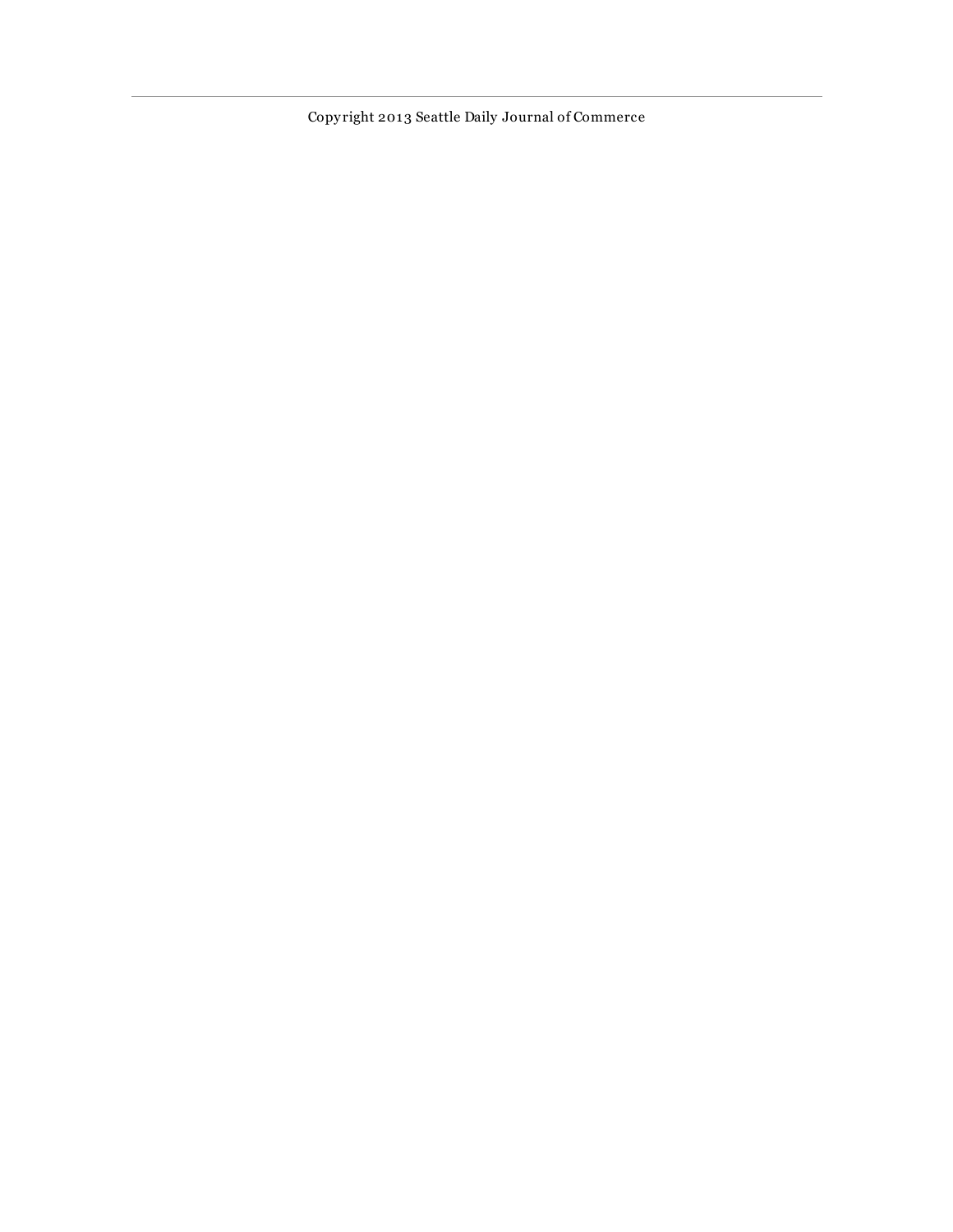Copyright 2013 Seattle Daily Journal of Commerce